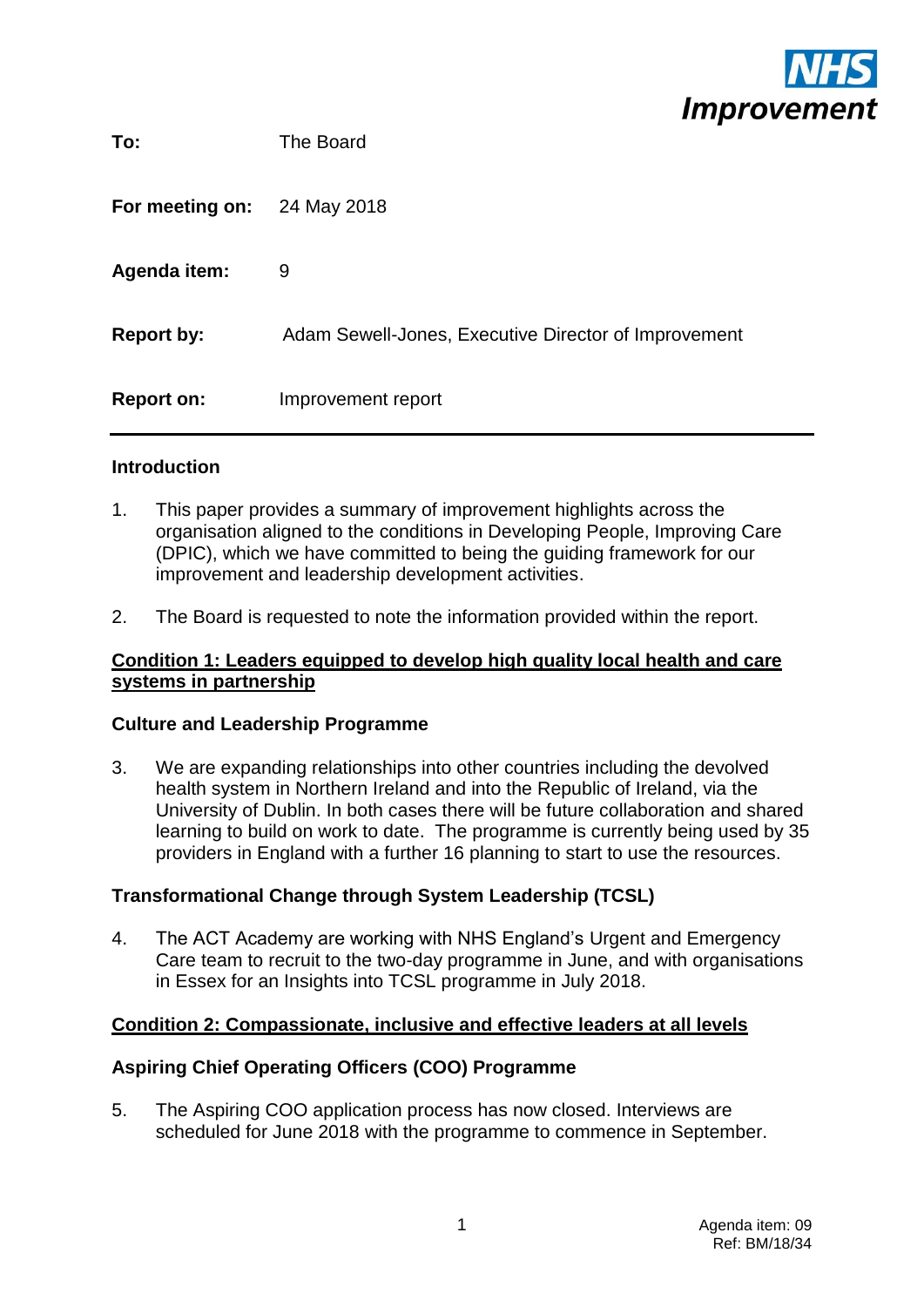NHS Improvement

| | |
|---|---|
| **To:** | The Board |
| **For meeting on:** | 24 May 2018 |
| **Agenda item:** | 9 |
| **Report by:** | Adam Sewell-Jones, Executive Director of Improvement |
| **Report on:** | Improvement report |

### Introduction

1. This paper provides a summary of improvement highlights across the organisation aligned to the conditions in Developing People, Improving Care (DPIC), which we have committed to being the guiding framework for our improvement and leadership development activities.

2. The Board is requested to note the information provided within the report.

## Condition 1: Leaders equipped to develop high quality local health and care systems in partnership

### Culture and Leadership Programme

3. We are expanding relationships into other countries including the devolved health system in Northern Ireland and into the Republic of Ireland, via the University of Dublin. In both cases there will be future collaboration and shared learning to build on work to date. The programme is currently being used by 35 providers in England with a further 16 planning to start to use the resources.

### Transformational Change through System Leadership (TCSL)

4. The ACT Academy are working with NHS England's Urgent and Emergency Care team to recruit to the two-day programme in June, and with organisations in Essex for an Insights into TCSL programme in July 2018.

## Condition 2: Compassionate, inclusive and effective leaders at all levels

### Aspiring Chief Operating Officers (COO) Programme

5. The Aspiring COO application process has now closed. Interviews are scheduled for June 2018 with the programme to commence in September.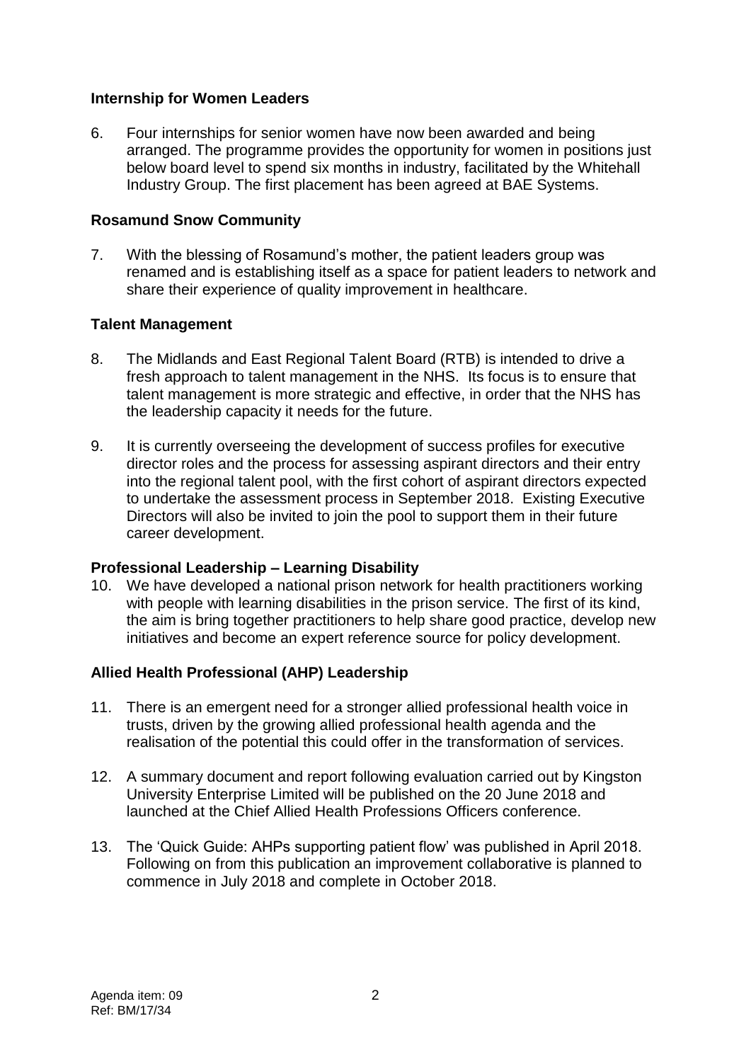**Internship for Women Leaders**

6. Four internships for senior women have now been awarded and being arranged. The programme provides the opportunity for women in positions just below board level to spend six months in industry, facilitated by the Whitehall Industry Group. The first placement has been agreed at BAE Systems.

**Rosamund Snow Community**

7. With the blessing of Rosamund's mother, the patient leaders group was renamed and is establishing itself as a space for patient leaders to network and share their experience of quality improvement in healthcare.

**Talent Management**

8. The Midlands and East Regional Talent Board (RTB) is intended to drive a fresh approach to talent management in the NHS. Its focus is to ensure that talent management is more strategic and effective, in order that the NHS has the leadership capacity it needs for the future.

9. It is currently overseeing the development of success profiles for executive director roles and the process for assessing aspirant directors and their entry into the regional talent pool, with the first cohort of aspirant directors expected to undertake the assessment process in September 2018. Existing Executive Directors will also be invited to join the pool to support them in their future career development.

**Professional Leadership – Learning Disability**

10. We have developed a national prison network for health practitioners working with people with learning disabilities in the prison service. The first of its kind, the aim is bring together practitioners to help share good practice, develop new initiatives and become an expert reference source for policy development.

**Allied Health Professional (AHP) Leadership**

11. There is an emergent need for a stronger allied professional health voice in trusts, driven by the growing allied professional health agenda and the realisation of the potential this could offer in the transformation of services.

12. A summary document and report following evaluation carried out by Kingston University Enterprise Limited will be published on the 20 June 2018 and launched at the Chief Allied Health Professions Officers conference.

13. The 'Quick Guide: AHPs supporting patient flow' was published in April 2018. Following on from this publication an improvement collaborative is planned to commence in July 2018 and complete in October 2018.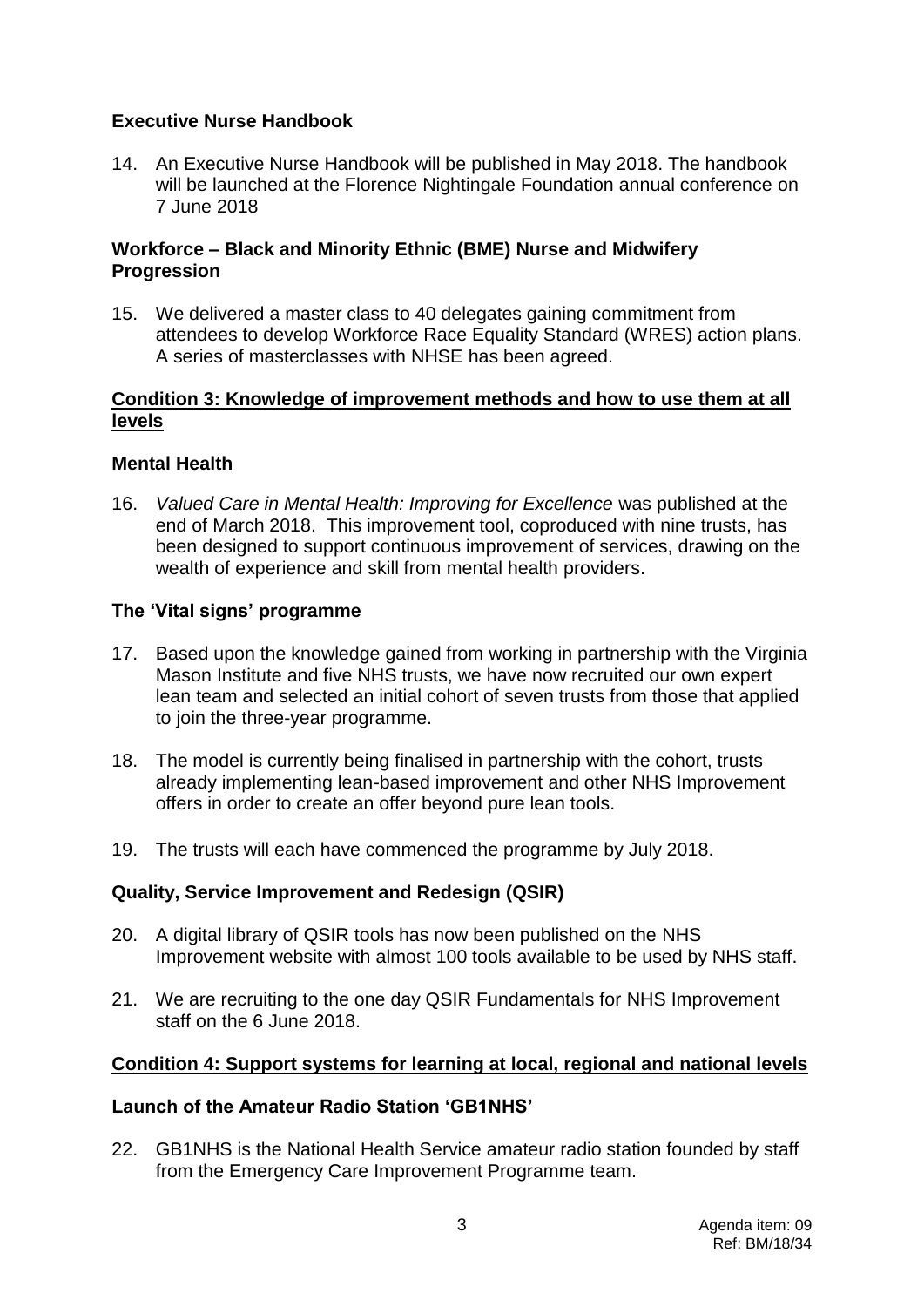### Executive Nurse Handbook

14. An Executive Nurse Handbook will be published in May 2018. The handbook will be launched at the Florence Nightingale Foundation annual conference on 7 June 2018

### Workforce – Black and Minority Ethnic (BME) Nurse and Midwifery Progression

15. We delivered a master class to 40 delegates gaining commitment from attendees to develop Workforce Race Equality Standard (WRES) action plans. A series of masterclasses with NHSE has been agreed.

## Condition 3: Knowledge of improvement methods and how to use them at all levels

### Mental Health

16. *Valued Care in Mental Health: Improving for Excellence* was published at the end of March 2018. This improvement tool, coproduced with nine trusts, has been designed to support continuous improvement of services, drawing on the wealth of experience and skill from mental health providers.

### The 'Vital signs' programme

17. Based upon the knowledge gained from working in partnership with the Virginia Mason Institute and five NHS trusts, we have now recruited our own expert lean team and selected an initial cohort of seven trusts from those that applied to join the three-year programme.

18. The model is currently being finalised in partnership with the cohort, trusts already implementing lean-based improvement and other NHS Improvement offers in order to create an offer beyond pure lean tools.

19. The trusts will each have commenced the programme by July 2018.

### Quality, Service Improvement and Redesign (QSIR)

20. A digital library of QSIR tools has now been published on the NHS Improvement website with almost 100 tools available to be used by NHS staff.

21. We are recruiting to the one day QSIR Fundamentals for NHS Improvement staff on the 6 June 2018.

## Condition 4: Support systems for learning at local, regional and national levels

### Launch of the Amateur Radio Station 'GB1NHS'

22. GB1NHS is the National Health Service amateur radio station founded by staff from the Emergency Care Improvement Programme team.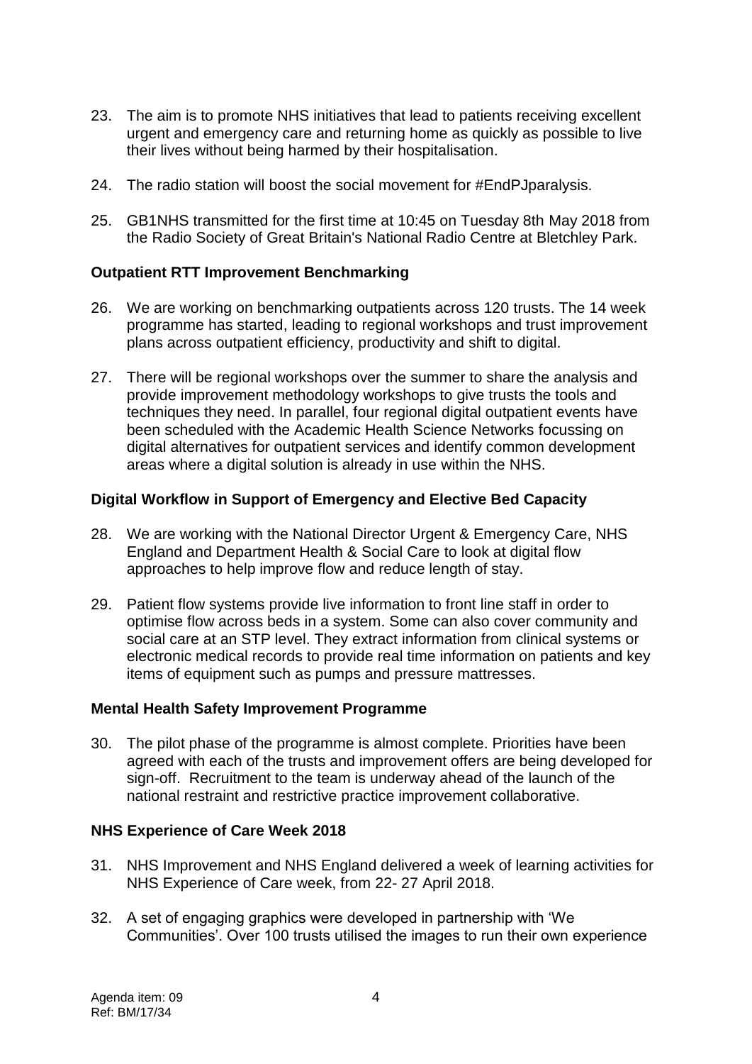23. The aim is to promote NHS initiatives that lead to patients receiving excellent urgent and emergency care and returning home as quickly as possible to live their lives without being harmed by their hospitalisation.

24. The radio station will boost the social movement for #EndPJparalysis.

25. GB1NHS transmitted for the first time at 10:45 on Tuesday 8th May 2018 from the Radio Society of Great Britain's National Radio Centre at Bletchley Park.

**Outpatient RTT Improvement Benchmarking**

26. We are working on benchmarking outpatients across 120 trusts. The 14 week programme has started, leading to regional workshops and trust improvement plans across outpatient efficiency, productivity and shift to digital.

27. There will be regional workshops over the summer to share the analysis and provide improvement methodology workshops to give trusts the tools and techniques they need. In parallel, four regional digital outpatient events have been scheduled with the Academic Health Science Networks focussing on digital alternatives for outpatient services and identify common development areas where a digital solution is already in use within the NHS.

**Digital Workflow in Support of Emergency and Elective Bed Capacity**

28. We are working with the National Director Urgent & Emergency Care, NHS England and Department Health & Social Care to look at digital flow approaches to help improve flow and reduce length of stay.

29. Patient flow systems provide live information to front line staff in order to optimise flow across beds in a system. Some can also cover community and social care at an STP level. They extract information from clinical systems or electronic medical records to provide real time information on patients and key items of equipment such as pumps and pressure mattresses.

**Mental Health Safety Improvement Programme**

30. The pilot phase of the programme is almost complete. Priorities have been agreed with each of the trusts and improvement offers are being developed for sign-off. Recruitment to the team is underway ahead of the launch of the national restraint and restrictive practice improvement collaborative.

**NHS Experience of Care Week 2018**

31. NHS Improvement and NHS England delivered a week of learning activities for NHS Experience of Care week, from 22- 27 April 2018.

32. A set of engaging graphics were developed in partnership with 'We Communities'. Over 100 trusts utilised the images to run their own experience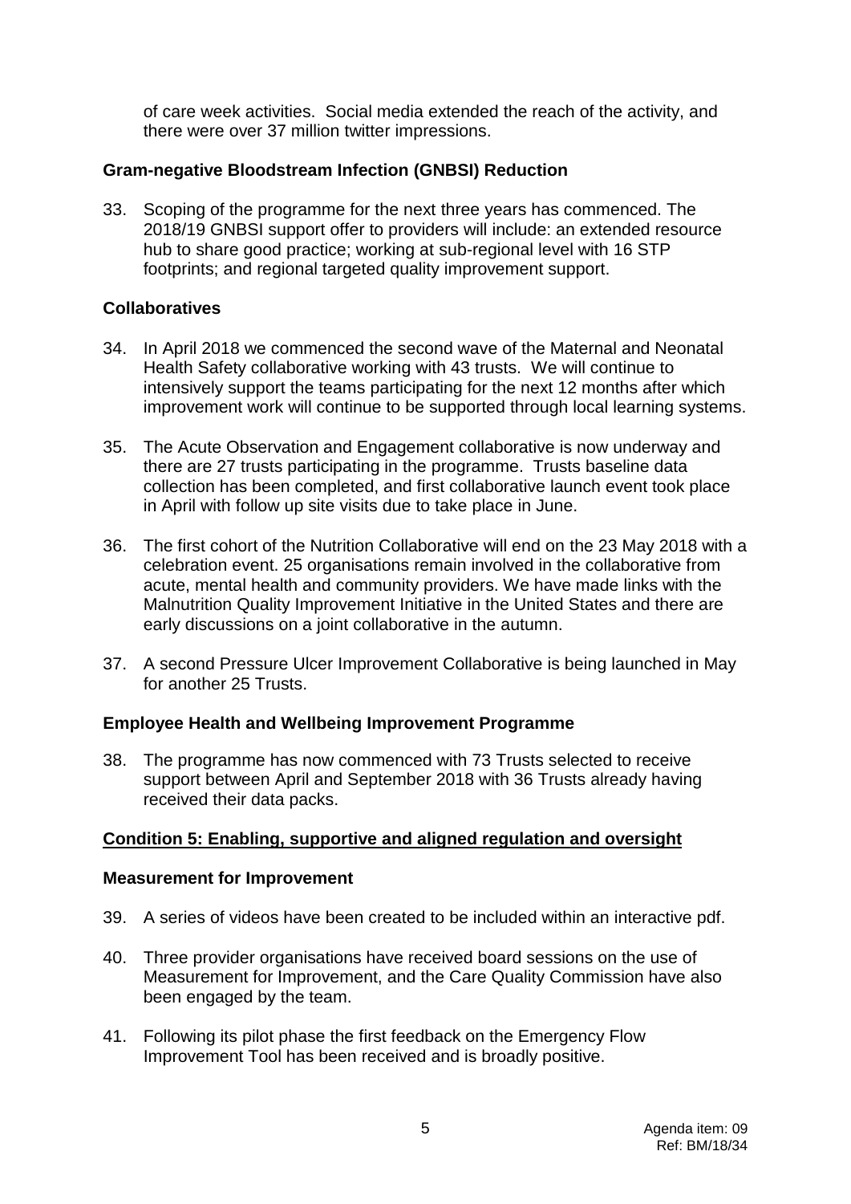of care week activities. Social media extended the reach of the activity, and there were over 37 million twitter impressions.

### Gram-negative Bloodstream Infection (GNBSI) Reduction

33. Scoping of the programme for the next three years has commenced. The 2018/19 GNBSI support offer to providers will include: an extended resource hub to share good practice; working at sub-regional level with 16 STP footprints; and regional targeted quality improvement support.

### Collaboratives

34. In April 2018 we commenced the second wave of the Maternal and Neonatal Health Safety collaborative working with 43 trusts. We will continue to intensively support the teams participating for the next 12 months after which improvement work will continue to be supported through local learning systems.

35. The Acute Observation and Engagement collaborative is now underway and there are 27 trusts participating in the programme. Trusts baseline data collection has been completed, and first collaborative launch event took place in April with follow up site visits due to take place in June.

36. The first cohort of the Nutrition Collaborative will end on the 23 May 2018 with a celebration event. 25 organisations remain involved in the collaborative from acute, mental health and community providers. We have made links with the Malnutrition Quality Improvement Initiative in the United States and there are early discussions on a joint collaborative in the autumn.

37. A second Pressure Ulcer Improvement Collaborative is being launched in May for another 25 Trusts.

### Employee Health and Wellbeing Improvement Programme

38. The programme has now commenced with 73 Trusts selected to receive support between April and September 2018 with 36 Trusts already having received their data packs.

## Condition 5: Enabling, supportive and aligned regulation and oversight

### Measurement for Improvement

39. A series of videos have been created to be included within an interactive pdf.

40. Three provider organisations have received board sessions on the use of Measurement for Improvement, and the Care Quality Commission have also been engaged by the team.

41. Following its pilot phase the first feedback on the Emergency Flow Improvement Tool has been received and is broadly positive.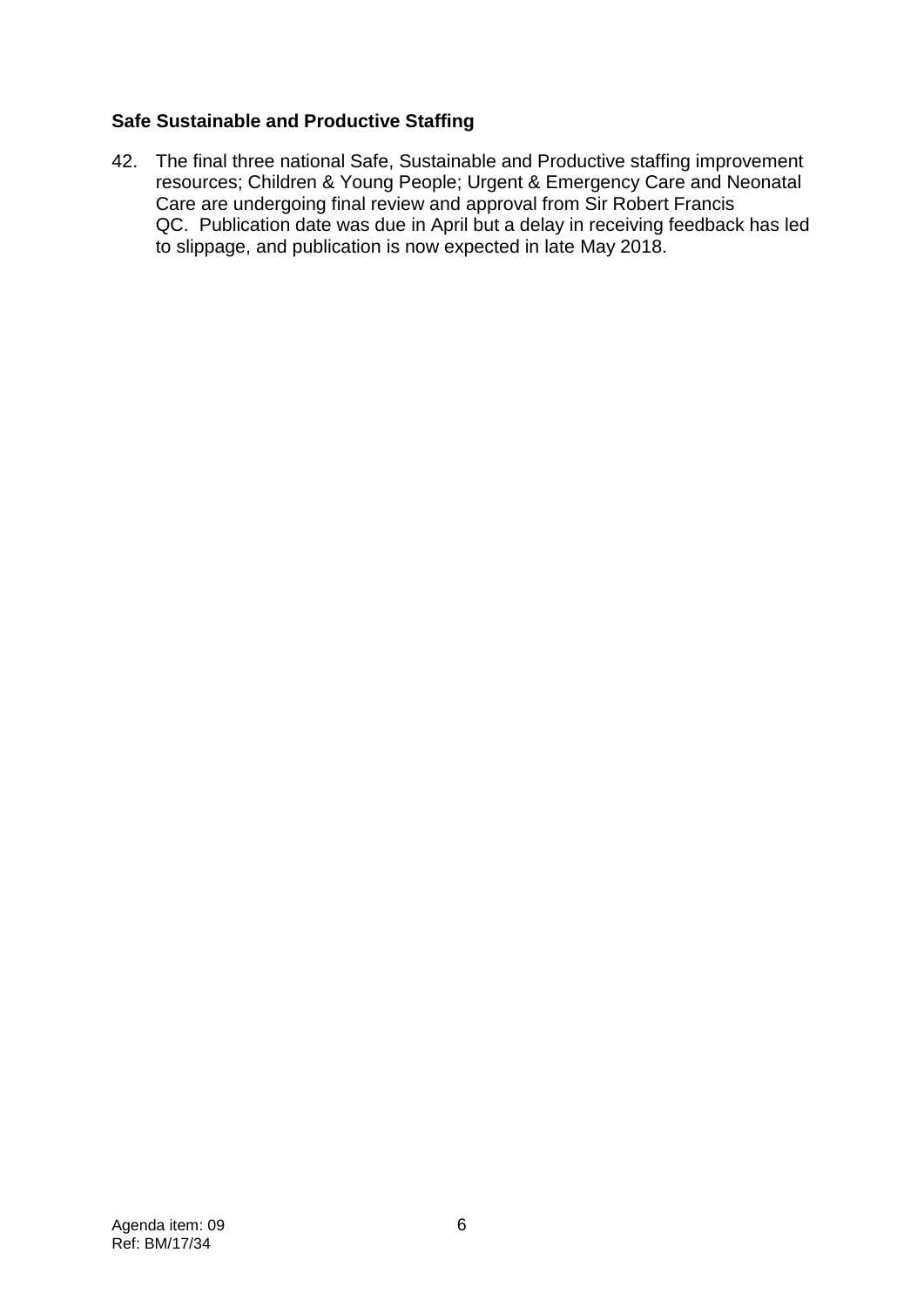**Safe Sustainable and Productive Staffing**

42. The final three national Safe, Sustainable and Productive staffing improvement resources; Children & Young People; Urgent & Emergency Care and Neonatal Care are undergoing final review and approval from Sir Robert Francis QC. Publication date was due in April but a delay in receiving feedback has led to slippage, and publication is now expected in late May 2018.